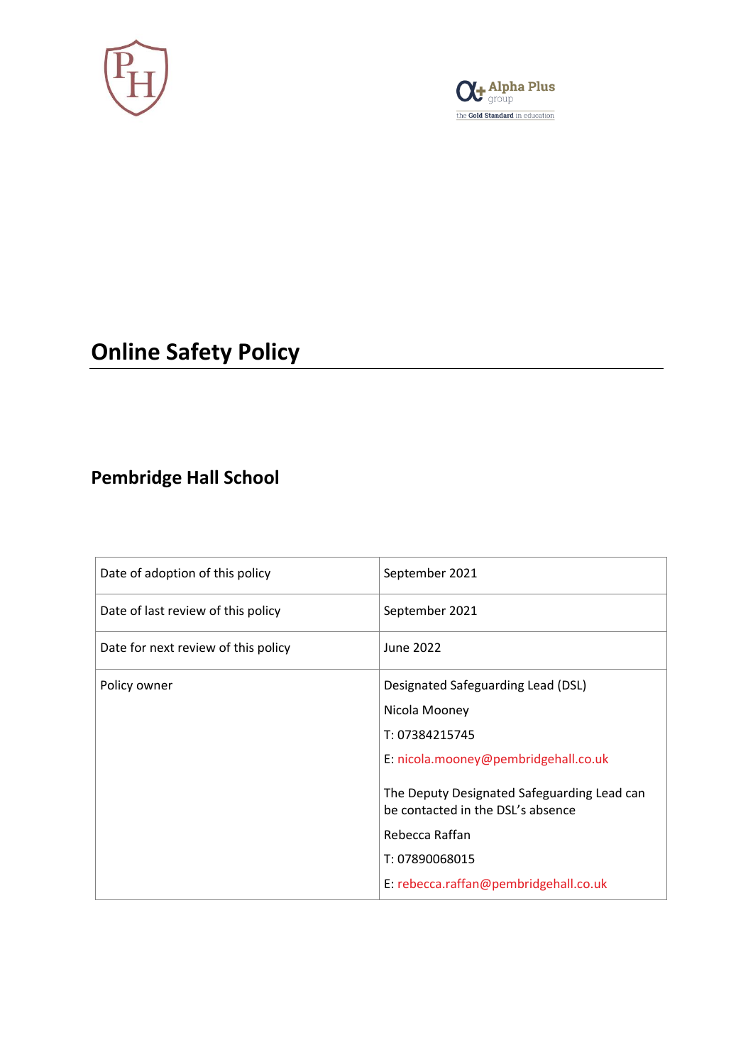# Online Safety Policy

## Pembridge Hall School

| Date of adoption of this policy | September 2021 |
|---|---|
| Date of last review of this policy | September 2021 |
| Date for next review of this policy | June 2022 |
| Policy owner | Designated Safeguarding Lead (DSL)<br>Nicola Mooney<br>T: 07384215745<br>E: nicola.mooney@pembridgehall.co.uk<br><br>The Deputy Designated Safeguarding Lead can be contacted in the DSL's absence<br>Rebecca Raffan<br>T: 07890068015<br>E: rebecca.raffan@pembridgehall.co.uk |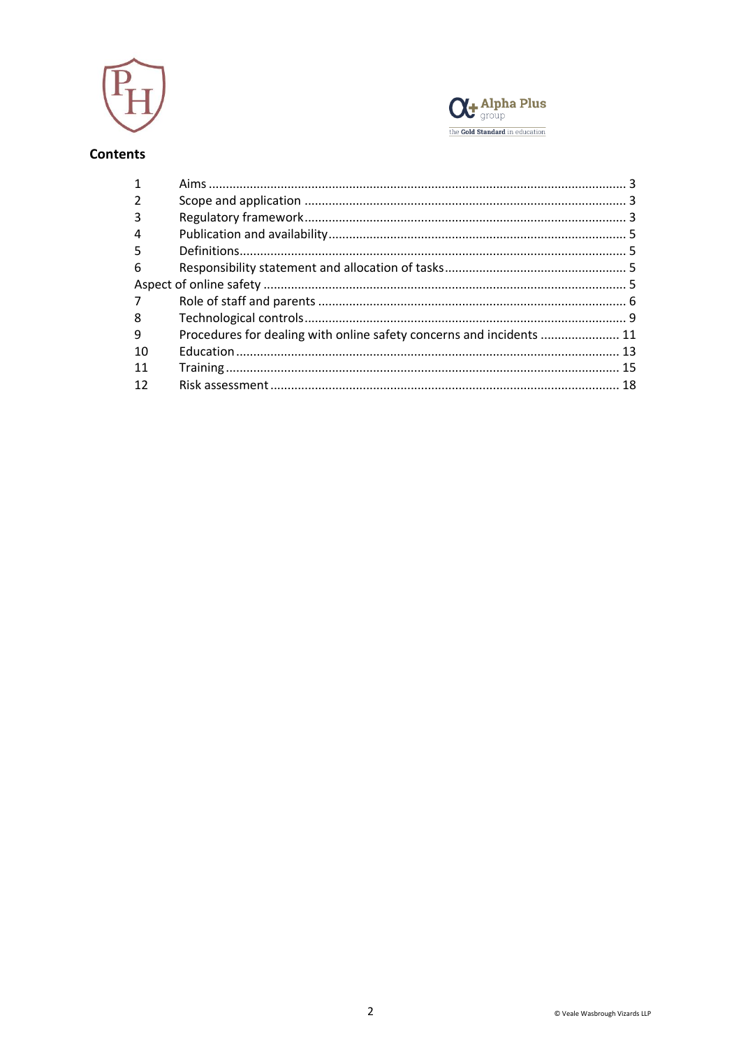## Contents

| | | |
|---|---|---|
| 1 | Aims | 3 |
| 2 | Scope and application | 3 |
| 3 | Regulatory framework | 3 |
| 4 | Publication and availability | 5 |
| 5 | Definitions | 5 |
| 6 | Responsibility statement and allocation of tasks | 5 |
| Aspect of online safety | | 5 |
| 7 | Role of staff and parents | 6 |
| 8 | Technological controls | 9 |
| 9 | Procedures for dealing with online safety concerns and incidents | 11 |
| 10 | Education | 13 |
| 11 | Training | 15 |
| 12 | Risk assessment | 18 |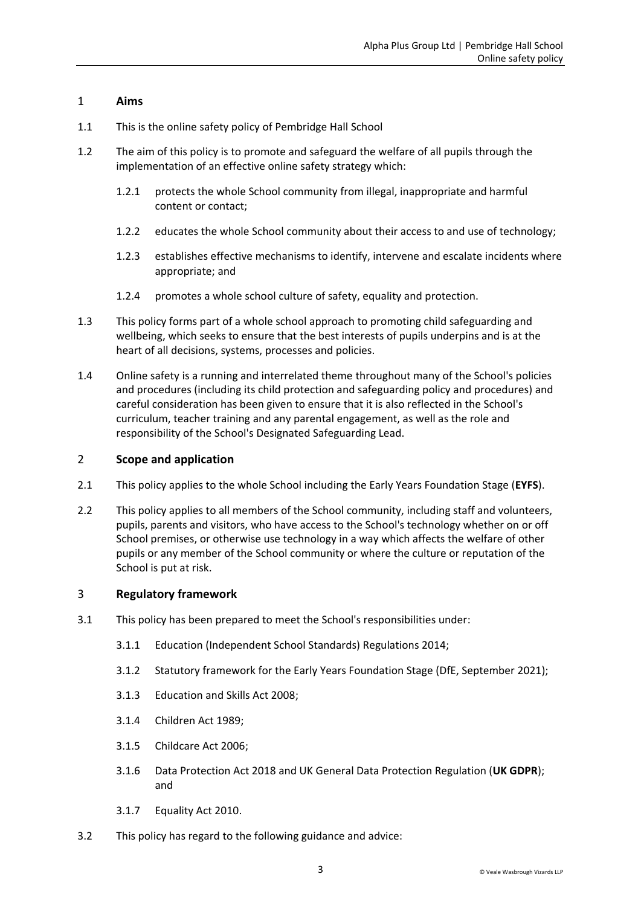## 1 Aims

1.1 This is the online safety policy of Pembridge Hall School

1.2 The aim of this policy is to promote and safeguard the welfare of all pupils through the implementation of an effective online safety strategy which:

- 1.2.1 protects the whole School community from illegal, inappropriate and harmful content or contact;
- 1.2.2 educates the whole School community about their access to and use of technology;
- 1.2.3 establishes effective mechanisms to identify, intervene and escalate incidents where appropriate; and
- 1.2.4 promotes a whole school culture of safety, equality and protection.

1.3 This policy forms part of a whole school approach to promoting child safeguarding and wellbeing, which seeks to ensure that the best interests of pupils underpins and is at the heart of all decisions, systems, processes and policies.

1.4 Online safety is a running and interrelated theme throughout many of the School's policies and procedures (including its child protection and safeguarding policy and procedures) and careful consideration has been given to ensure that it is also reflected in the School's curriculum, teacher training and any parental engagement, as well as the role and responsibility of the School's Designated Safeguarding Lead.

## 2 Scope and application

2.1 This policy applies to the whole School including the Early Years Foundation Stage (**EYFS**).

2.2 This policy applies to all members of the School community, including staff and volunteers, pupils, parents and visitors, who have access to the School's technology whether on or off School premises, or otherwise use technology in a way which affects the welfare of other pupils or any member of the School community or where the culture or reputation of the School is put at risk.

## 3 Regulatory framework

3.1 This policy has been prepared to meet the School's responsibilities under:

- 3.1.1 Education (Independent School Standards) Regulations 2014;
- 3.1.2 Statutory framework for the Early Years Foundation Stage (DfE, September 2021);
- 3.1.3 Education and Skills Act 2008;
- 3.1.4 Children Act 1989;
- 3.1.5 Childcare Act 2006;
- 3.1.6 Data Protection Act 2018 and UK General Data Protection Regulation (**UK GDPR**); and
- 3.1.7 Equality Act 2010.

3.2 This policy has regard to the following guidance and advice: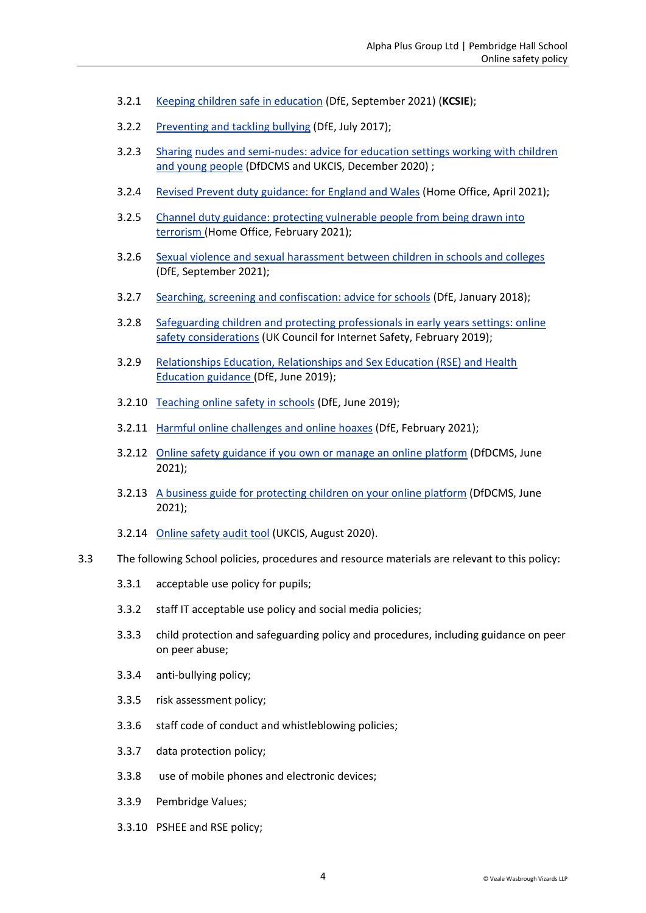3.2.1 Keeping children safe in education (DfE, September 2021) (**KCSIE**);

3.2.2 Preventing and tackling bullying (DfE, July 2017);

3.2.3 Sharing nudes and semi-nudes: advice for education settings working with children and young people (DfDCMS and UKCIS, December 2020) ;

3.2.4 Revised Prevent duty guidance: for England and Wales (Home Office, April 2021);

3.2.5 Channel duty guidance: protecting vulnerable people from being drawn into terrorism (Home Office, February 2021);

3.2.6 Sexual violence and sexual harassment between children in schools and colleges (DfE, September 2021);

3.2.7 Searching, screening and confiscation: advice for schools (DfE, January 2018);

3.2.8 Safeguarding children and protecting professionals in early years settings: online safety considerations (UK Council for Internet Safety, February 2019);

3.2.9 Relationships Education, Relationships and Sex Education (RSE) and Health Education guidance (DfE, June 2019);

3.2.10 Teaching online safety in schools (DfE, June 2019);

3.2.11 Harmful online challenges and online hoaxes (DfE, February 2021);

3.2.12 Online safety guidance if you own or manage an online platform (DfDCMS, June 2021);

3.2.13 A business guide for protecting children on your online platform (DfDCMS, June 2021);

3.2.14 Online safety audit tool (UKCIS, August 2020).

3.3 The following School policies, procedures and resource materials are relevant to this policy:

3.3.1 acceptable use policy for pupils;

3.3.2 staff IT acceptable use policy and social media policies;

3.3.3 child protection and safeguarding policy and procedures, including guidance on peer on peer abuse;

3.3.4 anti-bullying policy;

3.3.5 risk assessment policy;

3.3.6 staff code of conduct and whistleblowing policies;

3.3.7 data protection policy;

3.3.8 use of mobile phones and electronic devices;

3.3.9 Pembridge Values;

3.3.10 PSHEE and RSE policy;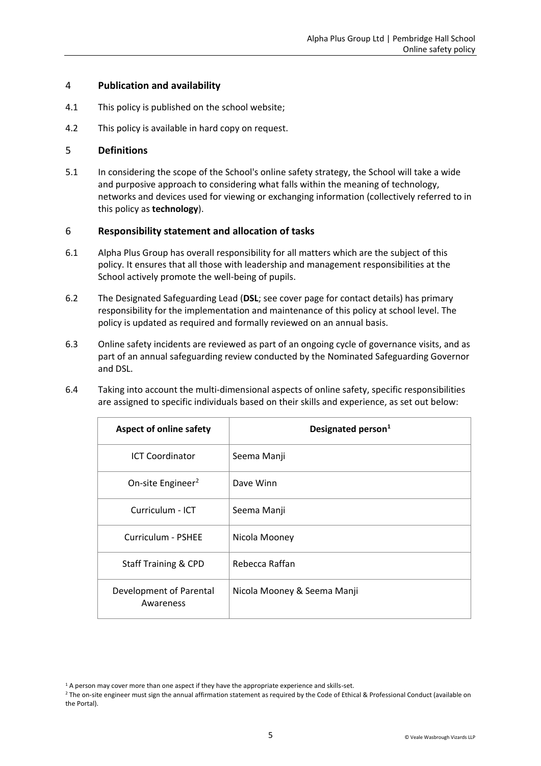## 4 Publication and availability

4.1 This policy is published on the school website;

4.2 This policy is available in hard copy on request.

## 5 Definitions

5.1 In considering the scope of the School's online safety strategy, the School will take a wide and purposive approach to considering what falls within the meaning of technology, networks and devices used for viewing or exchanging information (collectively referred to in this policy as **technology**).

## 6 Responsibility statement and allocation of tasks

6.1 Alpha Plus Group has overall responsibility for all matters which are the subject of this policy. It ensures that all those with leadership and management responsibilities at the School actively promote the well-being of pupils.

6.2 The Designated Safeguarding Lead (**DSL**; see cover page for contact details) has primary responsibility for the implementation and maintenance of this policy at school level. The policy is updated as required and formally reviewed on an annual basis.

6.3 Online safety incidents are reviewed as part of an ongoing cycle of governance visits, and as part of an annual safeguarding review conducted by the Nominated Safeguarding Governor and DSL.

6.4 Taking into account the multi-dimensional aspects of online safety, specific responsibilities are assigned to specific individuals based on their skills and experience, as set out below:

| Aspect of online safety | Designated person[1] |
|---|---|
| ICT Coordinator | Seema Manji |
| On-site Engineer[2] | Dave Winn |
| Curriculum - ICT | Seema Manji |
| Curriculum - PSHEE | Nicola Mooney |
| Staff Training & CPD | Rebecca Raffan |
| Development of Parental Awareness | Nicola Mooney & Seema Manji |

[1] A person may cover more than one aspect if they have the appropriate experience and skills-set.

[2] The on-site engineer must sign the annual affirmation statement as required by the Code of Ethical & Professional Conduct (available on the Portal).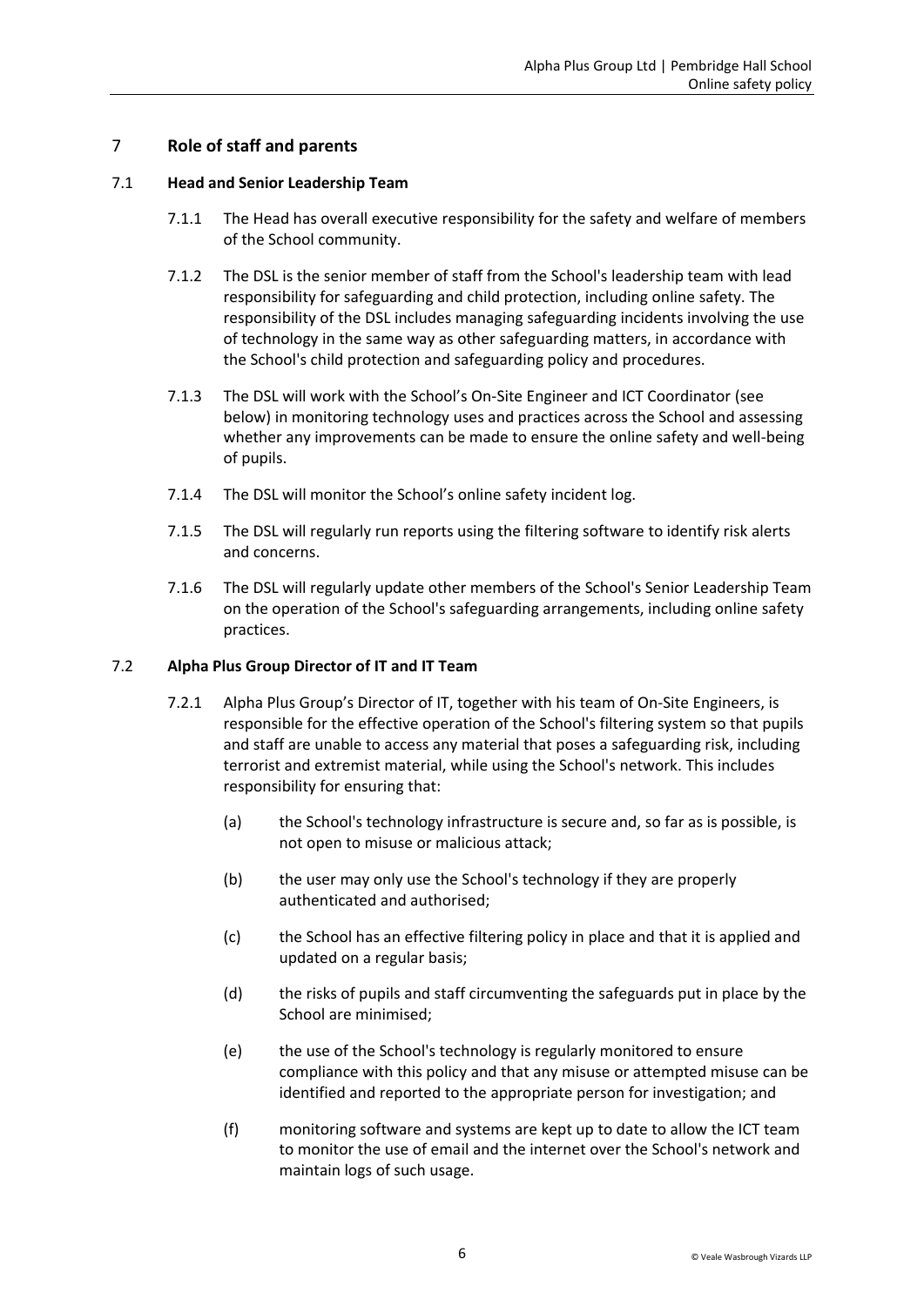## 7 Role of staff and parents

### 7.1 Head and Senior Leadership Team

7.1.1 The Head has overall executive responsibility for the safety and welfare of members of the School community.

7.1.2 The DSL is the senior member of staff from the School's leadership team with lead responsibility for safeguarding and child protection, including online safety. The responsibility of the DSL includes managing safeguarding incidents involving the use of technology in the same way as other safeguarding matters, in accordance with the School's child protection and safeguarding policy and procedures.

7.1.3 The DSL will work with the School's On-Site Engineer and ICT Coordinator (see below) in monitoring technology uses and practices across the School and assessing whether any improvements can be made to ensure the online safety and well-being of pupils.

7.1.4 The DSL will monitor the School's online safety incident log.

7.1.5 The DSL will regularly run reports using the filtering software to identify risk alerts and concerns.

7.1.6 The DSL will regularly update other members of the School's Senior Leadership Team on the operation of the School's safeguarding arrangements, including online safety practices.

### 7.2 Alpha Plus Group Director of IT and IT Team

7.2.1 Alpha Plus Group's Director of IT, together with his team of On-Site Engineers, is responsible for the effective operation of the School's filtering system so that pupils and staff are unable to access any material that poses a safeguarding risk, including terrorist and extremist material, while using the School's network. This includes responsibility for ensuring that:

(a) the School's technology infrastructure is secure and, so far as is possible, is not open to misuse or malicious attack;

(b) the user may only use the School's technology if they are properly authenticated and authorised;

(c) the School has an effective filtering policy in place and that it is applied and updated on a regular basis;

(d) the risks of pupils and staff circumventing the safeguards put in place by the School are minimised;

(e) the use of the School's technology is regularly monitored to ensure compliance with this policy and that any misuse or attempted misuse can be identified and reported to the appropriate person for investigation; and

(f) monitoring software and systems are kept up to date to allow the ICT team to monitor the use of email and the internet over the School's network and maintain logs of such usage.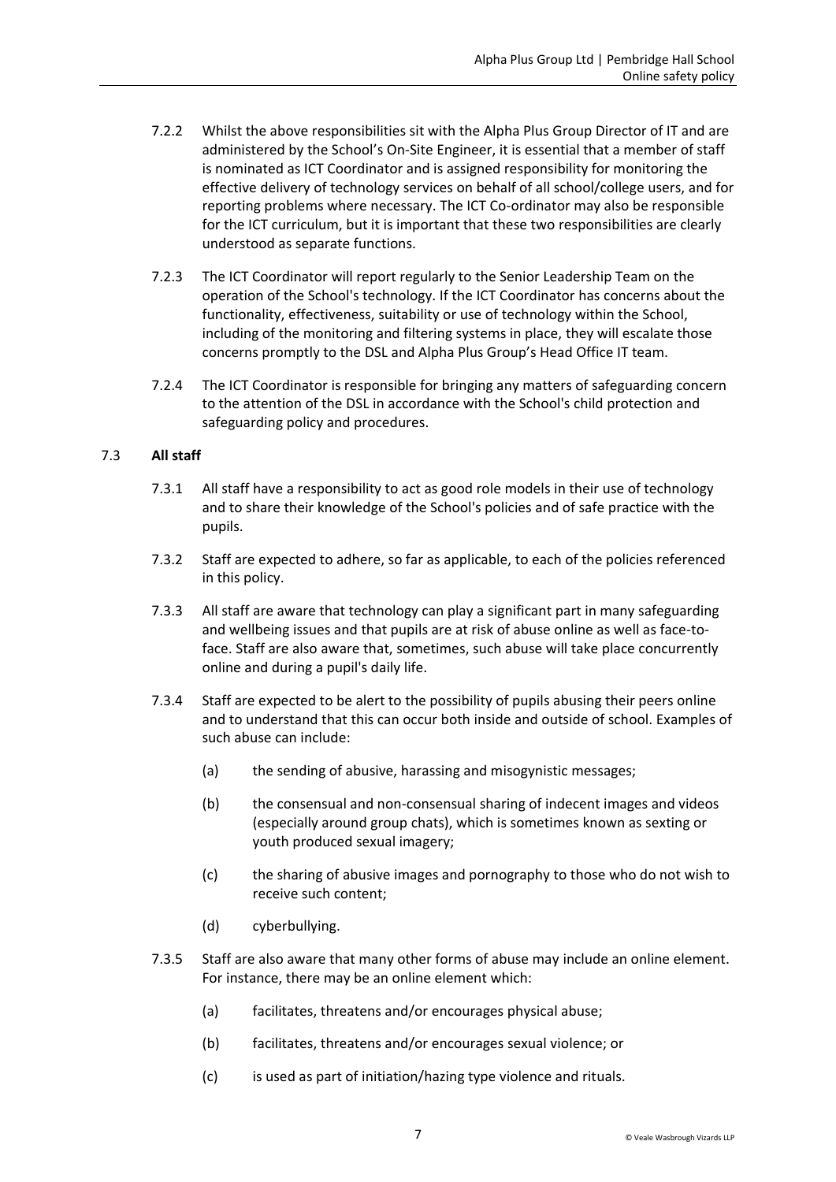7.2.2 Whilst the above responsibilities sit with the Alpha Plus Group Director of IT and are administered by the School's On-Site Engineer, it is essential that a member of staff is nominated as ICT Coordinator and is assigned responsibility for monitoring the effective delivery of technology services on behalf of all school/college users, and for reporting problems where necessary. The ICT Co-ordinator may also be responsible for the ICT curriculum, but it is important that these two responsibilities are clearly understood as separate functions.

7.2.3 The ICT Coordinator will report regularly to the Senior Leadership Team on the operation of the School's technology. If the ICT Coordinator has concerns about the functionality, effectiveness, suitability or use of technology within the School, including of the monitoring and filtering systems in place, they will escalate those concerns promptly to the DSL and Alpha Plus Group's Head Office IT team.

7.2.4 The ICT Coordinator is responsible for bringing any matters of safeguarding concern to the attention of the DSL in accordance with the School's child protection and safeguarding policy and procedures.

7.3 **All staff**

7.3.1 All staff have a responsibility to act as good role models in their use of technology and to share their knowledge of the School's policies and of safe practice with the pupils.

7.3.2 Staff are expected to adhere, so far as applicable, to each of the policies referenced in this policy.

7.3.3 All staff are aware that technology can play a significant part in many safeguarding and wellbeing issues and that pupils are at risk of abuse online as well as face-to-face. Staff are also aware that, sometimes, such abuse will take place concurrently online and during a pupil's daily life.

7.3.4 Staff are expected to be alert to the possibility of pupils abusing their peers online and to understand that this can occur both inside and outside of school. Examples of such abuse can include:

(a) the sending of abusive, harassing and misogynistic messages;

(b) the consensual and non-consensual sharing of indecent images and videos (especially around group chats), which is sometimes known as sexting or youth produced sexual imagery;

(c) the sharing of abusive images and pornography to those who do not wish to receive such content;

(d) cyberbullying.

7.3.5 Staff are also aware that many other forms of abuse may include an online element. For instance, there may be an online element which:

(a) facilitates, threatens and/or encourages physical abuse;

(b) facilitates, threatens and/or encourages sexual violence; or

(c) is used as part of initiation/hazing type violence and rituals.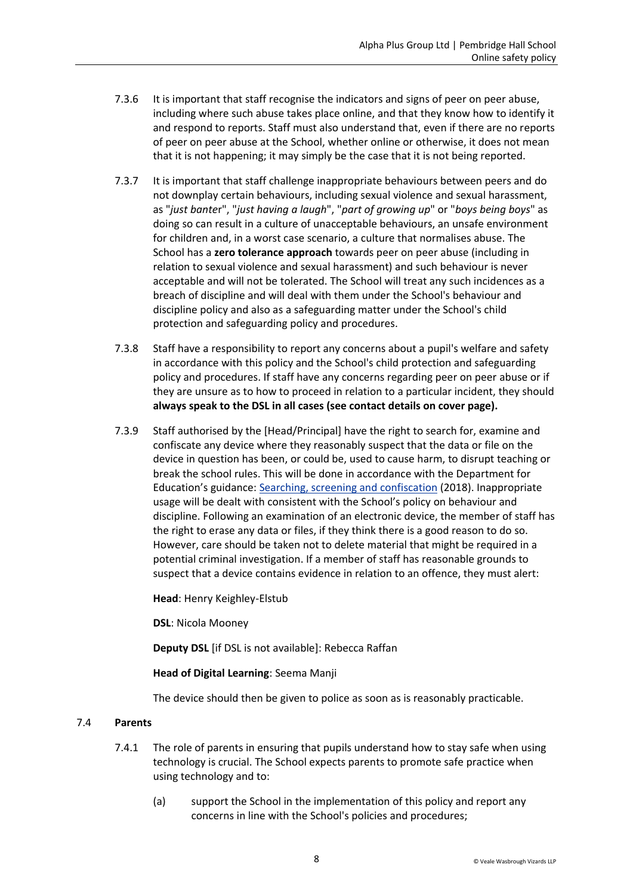7.3.6 It is important that staff recognise the indicators and signs of peer on peer abuse, including where such abuse takes place online, and that they know how to identify it and respond to reports. Staff must also understand that, even if there are no reports of peer on peer abuse at the School, whether online or otherwise, it does not mean that it is not happening; it may simply be the case that it is not being reported.

7.3.7 It is important that staff challenge inappropriate behaviours between peers and do not downplay certain behaviours, including sexual violence and sexual harassment, as "*just banter*", "*just having a laugh*", "*part of growing up*" or "*boys being boys*" as doing so can result in a culture of unacceptable behaviours, an unsafe environment for children and, in a worst case scenario, a culture that normalises abuse. The School has a **zero tolerance approach** towards peer on peer abuse (including in relation to sexual violence and sexual harassment) and such behaviour is never acceptable and will not be tolerated. The School will treat any such incidences as a breach of discipline and will deal with them under the School's behaviour and discipline policy and also as a safeguarding matter under the School's child protection and safeguarding policy and procedures.

7.3.8 Staff have a responsibility to report any concerns about a pupil's welfare and safety in accordance with this policy and the School's child protection and safeguarding policy and procedures. If staff have any concerns regarding peer on peer abuse or if they are unsure as to how to proceed in relation to a particular incident, they should **always speak to the DSL in all cases (see contact details on cover page).**

7.3.9 Staff authorised by the [Head/Principal] have the right to search for, examine and confiscate any device where they reasonably suspect that the data or file on the device in question has been, or could be, used to cause harm, to disrupt teaching or break the school rules. This will be done in accordance with the Department for Education's guidance: [Searching, screening and confiscation](#) (2018). Inappropriate usage will be dealt with consistent with the School's policy on behaviour and discipline. Following an examination of an electronic device, the member of staff has the right to erase any data or files, if they think there is a good reason to do so. However, care should be taken not to delete material that might be required in a potential criminal investigation. If a member of staff has reasonable grounds to suspect that a device contains evidence in relation to an offence, they must alert:

**Head**: Henry Keighley-Elstub

**DSL**: Nicola Mooney

**Deputy DSL** [if DSL is not available]: Rebecca Raffan

**Head of Digital Learning**: Seema Manji

The device should then be given to police as soon as is reasonably practicable.

7.4 **Parents**

7.4.1 The role of parents in ensuring that pupils understand how to stay safe when using technology is crucial. The School expects parents to promote safe practice when using technology and to:

(a) support the School in the implementation of this policy and report any concerns in line with the School's policies and procedures;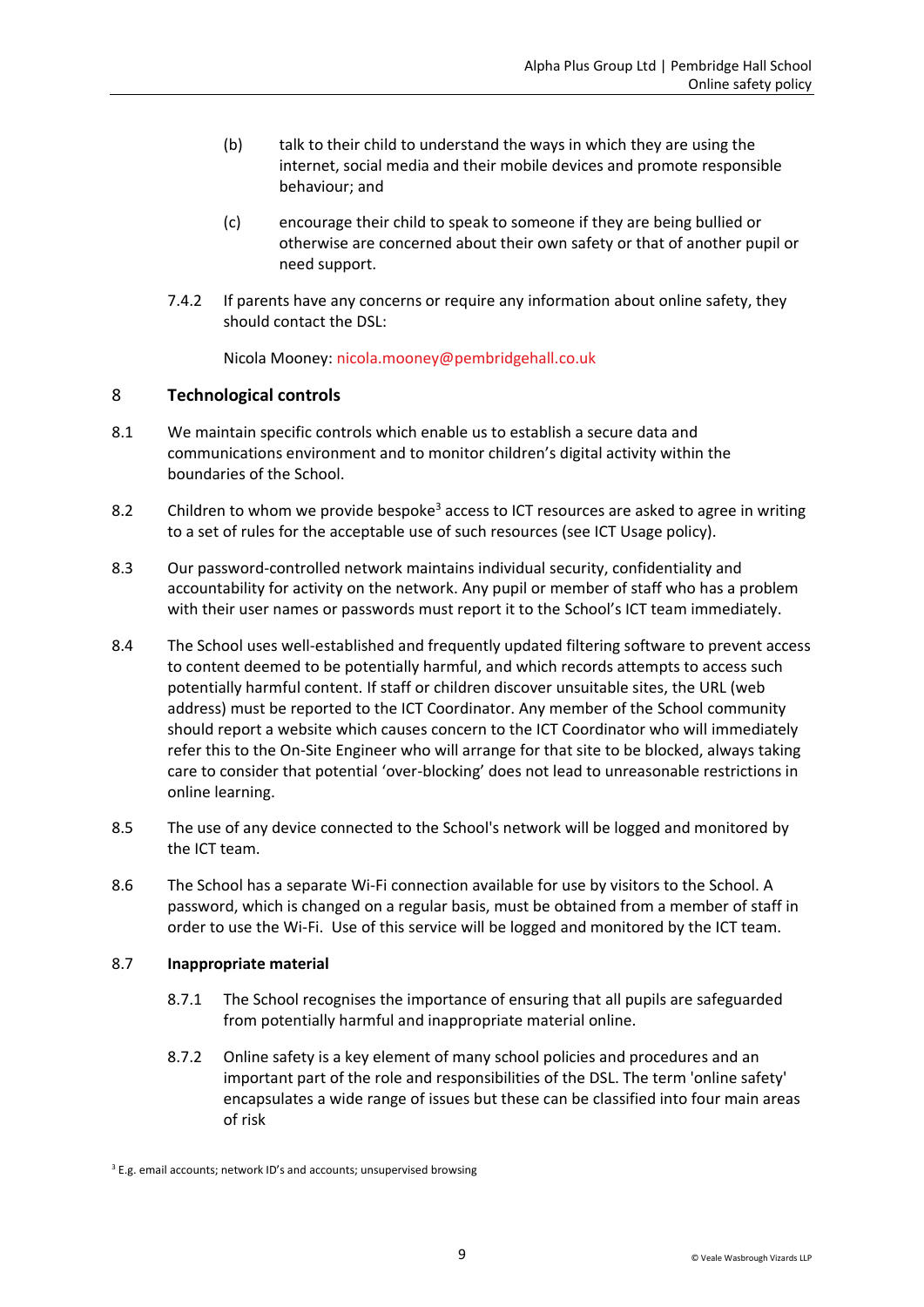(b) talk to their child to understand the ways in which they are using the internet, social media and their mobile devices and promote responsible behaviour; and

(c) encourage their child to speak to someone if they are being bullied or otherwise are concerned about their own safety or that of another pupil or need support.

7.4.2 If parents have any concerns or require any information about online safety, they should contact the DSL:

Nicola Mooney: nicola.mooney@pembridgehall.co.uk

## 8 Technological controls

8.1 We maintain specific controls which enable us to establish a secure data and communications environment and to monitor children's digital activity within the boundaries of the School.

8.2 Children to whom we provide bespoke[3] access to ICT resources are asked to agree in writing to a set of rules for the acceptable use of such resources (see ICT Usage policy).

8.3 Our password-controlled network maintains individual security, confidentiality and accountability for activity on the network. Any pupil or member of staff who has a problem with their user names or passwords must report it to the School's ICT team immediately.

8.4 The School uses well-established and frequently updated filtering software to prevent access to content deemed to be potentially harmful, and which records attempts to access such potentially harmful content. If staff or children discover unsuitable sites, the URL (web address) must be reported to the ICT Coordinator. Any member of the School community should report a website which causes concern to the ICT Coordinator who will immediately refer this to the On-Site Engineer who will arrange for that site to be blocked, always taking care to consider that potential 'over-blocking' does not lead to unreasonable restrictions in online learning.

8.5 The use of any device connected to the School's network will be logged and monitored by the ICT team.

8.6 The School has a separate Wi-Fi connection available for use by visitors to the School. A password, which is changed on a regular basis, must be obtained from a member of staff in order to use the Wi-Fi. Use of this service will be logged and monitored by the ICT team.

### 8.7 Inappropriate material

8.7.1 The School recognises the importance of ensuring that all pupils are safeguarded from potentially harmful and inappropriate material online.

8.7.2 Online safety is a key element of many school policies and procedures and an important part of the role and responsibilities of the DSL. The term 'online safety' encapsulates a wide range of issues but these can be classified into four main areas of risk

[3] E.g. email accounts; network ID's and accounts; unsupervised browsing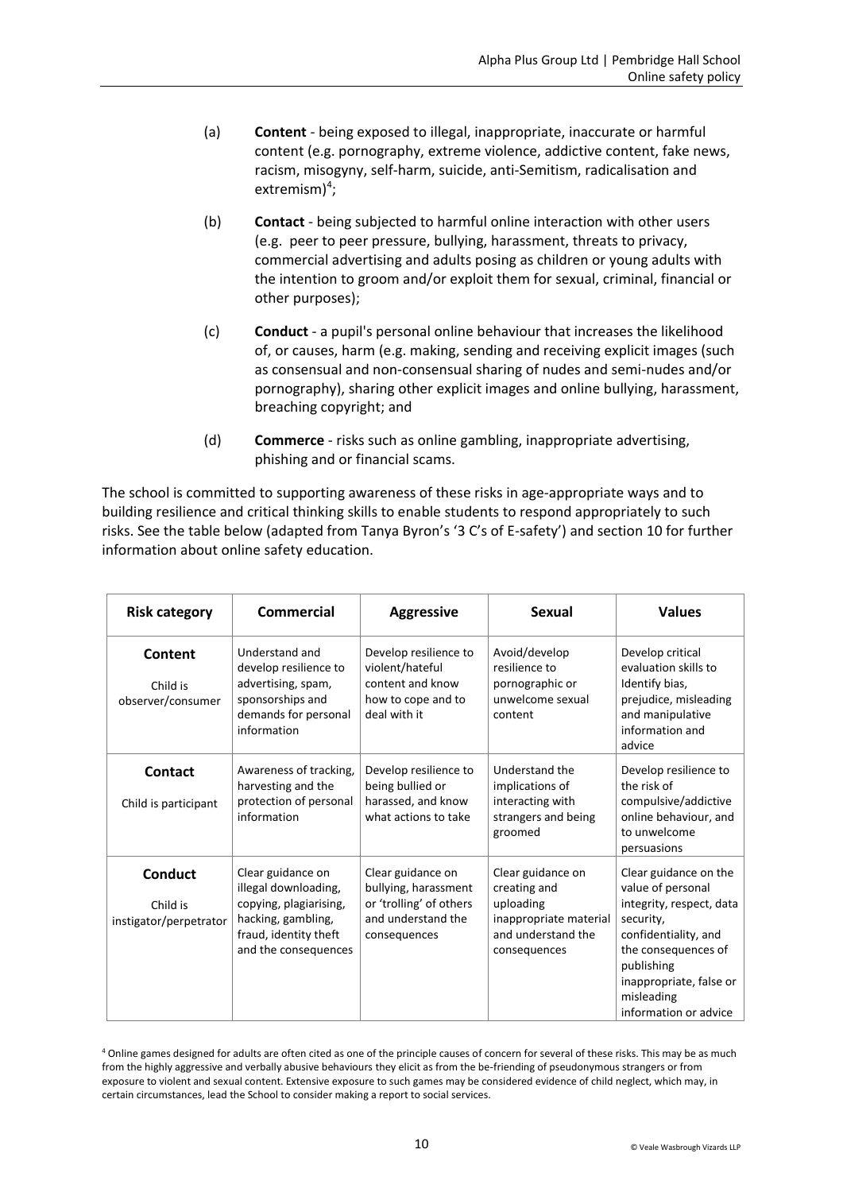(a) **Content** - being exposed to illegal, inappropriate, inaccurate or harmful content (e.g. pornography, extreme violence, addictive content, fake news, racism, misogyny, self-harm, suicide, anti-Semitism, radicalisation and extremism)[4];

(b) **Contact** - being subjected to harmful online interaction with other users (e.g. peer to peer pressure, bullying, harassment, threats to privacy, commercial advertising and adults posing as children or young adults with the intention to groom and/or exploit them for sexual, criminal, financial or other purposes);

(c) **Conduct** - a pupil's personal online behaviour that increases the likelihood of, or causes, harm (e.g. making, sending and receiving explicit images (such as consensual and non-consensual sharing of nudes and semi-nudes and/or pornography), sharing other explicit images and online bullying, harassment, breaching copyright; and

(d) **Commerce** - risks such as online gambling, inappropriate advertising, phishing and or financial scams.

The school is committed to supporting awareness of these risks in age-appropriate ways and to building resilience and critical thinking skills to enable students to respond appropriately to such risks. See the table below (adapted from Tanya Byron's '3 C's of E-safety') and section 10 for further information about online safety education.

| Risk category | Commercial | Aggressive | Sexual | Values |
|---|---|---|---|---|
| **Content**<br>Child is observer/consumer | Understand and develop resilience to advertising, spam, sponsorships and demands for personal information | Develop resilience to violent/hateful content and know how to cope and to deal with it | Avoid/develop resilience to pornographic or unwelcome sexual content | Develop critical evaluation skills to Identify bias, prejudice, misleading and manipulative information and advice |
| **Contact**<br>Child is participant | Awareness of tracking, harvesting and the protection of personal information | Develop resilience to being bullied or harassed, and know what actions to take | Understand the implications of interacting with strangers and being groomed | Develop resilience to the risk of compulsive/addictive online behaviour, and to unwelcome persuasions |
| **Conduct**<br>Child is instigator/perpetrator | Clear guidance on illegal downloading, copying, plagiarising, hacking, gambling, fraud, identity theft and the consequences | Clear guidance on bullying, harassment or 'trolling' of others and understand the consequences | Clear guidance on creating and uploading inappropriate material and understand the consequences | Clear guidance on the value of personal integrity, respect, data security, confidentiality, and the consequences of publishing inappropriate, false or misleading information or advice |

[4] Online games designed for adults are often cited as one of the principle causes of concern for several of these risks. This may be as much from the highly aggressive and verbally abusive behaviours they elicit as from the be-friending of pseudonymous strangers or from exposure to violent and sexual content. Extensive exposure to such games may be considered evidence of child neglect, which may, in certain circumstances, lead the School to consider making a report to social services.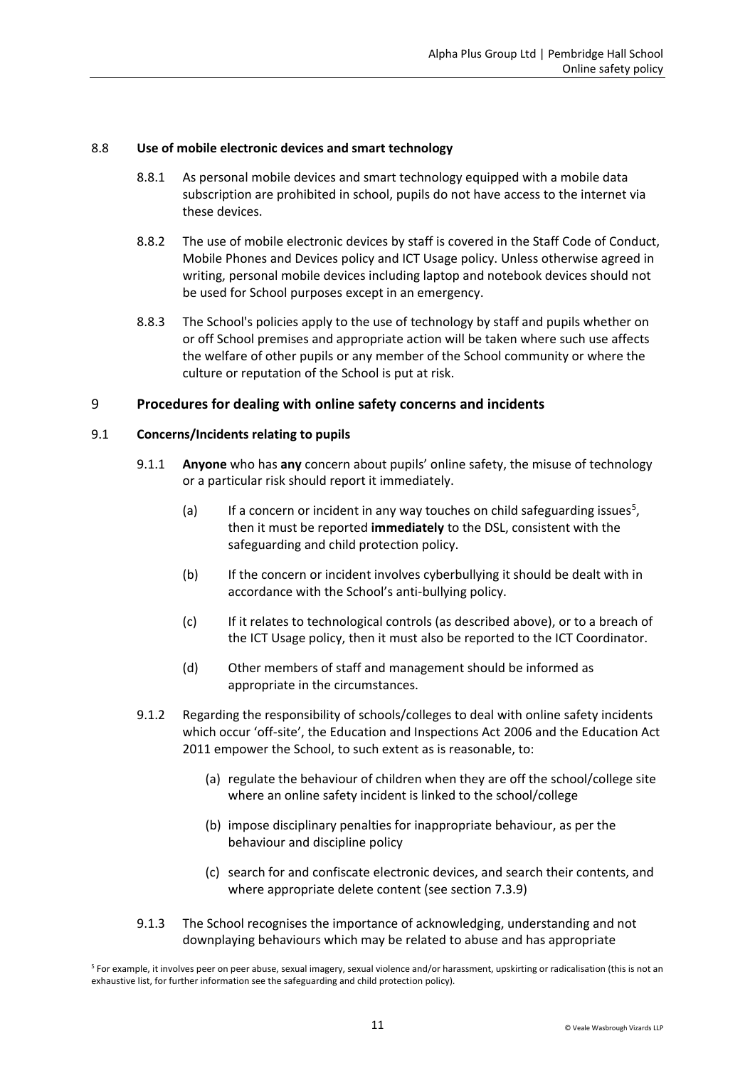### 8.8 **Use of mobile electronic devices and smart technology**

8.8.1 As personal mobile devices and smart technology equipped with a mobile data subscription are prohibited in school, pupils do not have access to the internet via these devices.

8.8.2 The use of mobile electronic devices by staff is covered in the Staff Code of Conduct, Mobile Phones and Devices policy and ICT Usage policy. Unless otherwise agreed in writing, personal mobile devices including laptop and notebook devices should not be used for School purposes except in an emergency.

8.8.3 The School's policies apply to the use of technology by staff and pupils whether on or off School premises and appropriate action will be taken where such use affects the welfare of other pupils or any member of the School community or where the culture or reputation of the School is put at risk.

## 9 Procedures for dealing with online safety concerns and incidents

### 9.1 **Concerns/Incidents relating to pupils**

9.1.1 **Anyone** who has **any** concern about pupils' online safety, the misuse of technology or a particular risk should report it immediately.

(a) If a concern or incident in any way touches on child safeguarding issues[5], then it must be reported **immediately** to the DSL, consistent with the safeguarding and child protection policy.

(b) If the concern or incident involves cyberbullying it should be dealt with in accordance with the School's anti-bullying policy.

(c) If it relates to technological controls (as described above), or to a breach of the ICT Usage policy, then it must also be reported to the ICT Coordinator.

(d) Other members of staff and management should be informed as appropriate in the circumstances.

9.1.2 Regarding the responsibility of schools/colleges to deal with online safety incidents which occur 'off-site', the Education and Inspections Act 2006 and the Education Act 2011 empower the School, to such extent as is reasonable, to:

(a) regulate the behaviour of children when they are off the school/college site where an online safety incident is linked to the school/college

(b) impose disciplinary penalties for inappropriate behaviour, as per the behaviour and discipline policy

(c) search for and confiscate electronic devices, and search their contents, and where appropriate delete content (see section 7.3.9)

9.1.3 The School recognises the importance of acknowledging, understanding and not downplaying behaviours which may be related to abuse and has appropriate

[5] For example, it involves peer on peer abuse, sexual imagery, sexual violence and/or harassment, upskirting or radicalisation (this is not an exhaustive list, for further information see the safeguarding and child protection policy).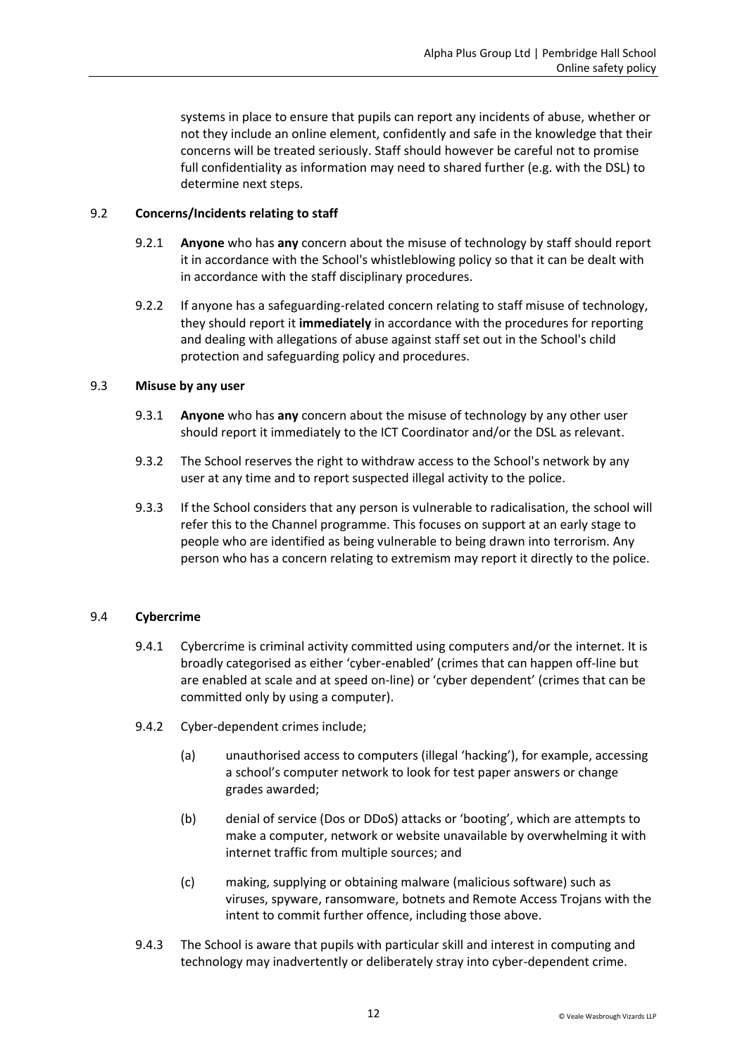systems in place to ensure that pupils can report any incidents of abuse, whether or not they include an online element, confidently and safe in the knowledge that their concerns will be treated seriously. Staff should however be careful not to promise full confidentiality as information may need to shared further (e.g. with the DSL) to determine next steps.

### 9.2 Concerns/Incidents relating to staff

9.2.1 **Anyone** who has **any** concern about the misuse of technology by staff should report it in accordance with the School's whistleblowing policy so that it can be dealt with in accordance with the staff disciplinary procedures.

9.2.2 If anyone has a safeguarding-related concern relating to staff misuse of technology, they should report it **immediately** in accordance with the procedures for reporting and dealing with allegations of abuse against staff set out in the School's child protection and safeguarding policy and procedures.

### 9.3 Misuse by any user

9.3.1 **Anyone** who has **any** concern about the misuse of technology by any other user should report it immediately to the ICT Coordinator and/or the DSL as relevant.

9.3.2 The School reserves the right to withdraw access to the School's network by any user at any time and to report suspected illegal activity to the police.

9.3.3 If the School considers that any person is vulnerable to radicalisation, the school will refer this to the Channel programme. This focuses on support at an early stage to people who are identified as being vulnerable to being drawn into terrorism. Any person who has a concern relating to extremism may report it directly to the police.

### 9.4 Cybercrime

9.4.1 Cybercrime is criminal activity committed using computers and/or the internet. It is broadly categorised as either 'cyber-enabled' (crimes that can happen off-line but are enabled at scale and at speed on-line) or 'cyber dependent' (crimes that can be committed only by using a computer).

9.4.2 Cyber-dependent crimes include;

(a) unauthorised access to computers (illegal 'hacking'), for example, accessing a school's computer network to look for test paper answers or change grades awarded;

(b) denial of service (Dos or DDoS) attacks or 'booting', which are attempts to make a computer, network or website unavailable by overwhelming it with internet traffic from multiple sources; and

(c) making, supplying or obtaining malware (malicious software) such as viruses, spyware, ransomware, botnets and Remote Access Trojans with the intent to commit further offence, including those above.

9.4.3 The School is aware that pupils with particular skill and interest in computing and technology may inadvertently or deliberately stray into cyber-dependent crime.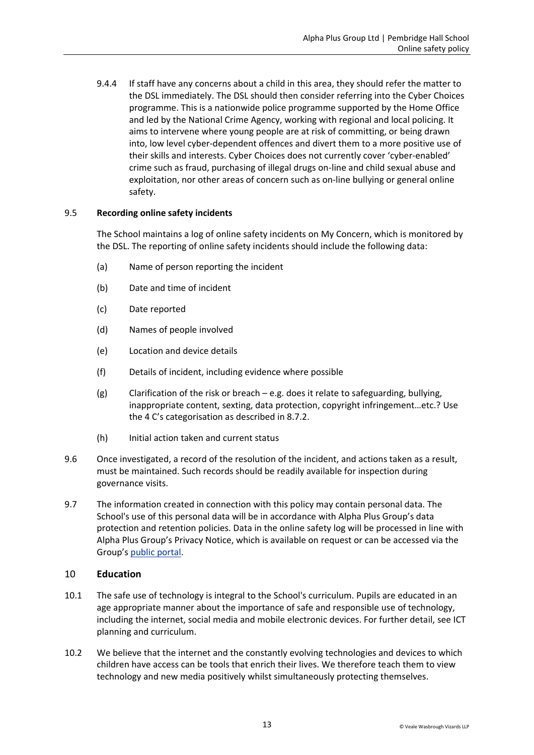9.4.4 If staff have any concerns about a child in this area, they should refer the matter to the DSL immediately. The DSL should then consider referring into the Cyber Choices programme. This is a nationwide police programme supported by the Home Office and led by the National Crime Agency, working with regional and local policing. It aims to intervene where young people are at risk of committing, or being drawn into, low level cyber-dependent offences and divert them to a more positive use of their skills and interests. Cyber Choices does not currently cover 'cyber-enabled' crime such as fraud, purchasing of illegal drugs on-line and child sexual abuse and exploitation, nor other areas of concern such as on-line bullying or general online safety.

9.5 **Recording online safety incidents**

The School maintains a log of online safety incidents on My Concern, which is monitored by the DSL. The reporting of online safety incidents should include the following data:

(a) Name of person reporting the incident

(b) Date and time of incident

(c) Date reported

(d) Names of people involved

(e) Location and device details

(f) Details of incident, including evidence where possible

(g) Clarification of the risk or breach – e.g. does it relate to safeguarding, bullying, inappropriate content, sexting, data protection, copyright infringement…etc.? Use the 4 C's categorisation as described in 8.7.2.

(h) Initial action taken and current status

9.6 Once investigated, a record of the resolution of the incident, and actions taken as a result, must be maintained. Such records should be readily available for inspection during governance visits.

9.7 The information created in connection with this policy may contain personal data. The School's use of this personal data will be in accordance with Alpha Plus Group's data protection and retention policies. Data in the online safety log will be processed in line with Alpha Plus Group's Privacy Notice, which is available on request or can be accessed via the Group's public portal.

## 10 Education

10.1 The safe use of technology is integral to the School's curriculum. Pupils are educated in an age appropriate manner about the importance of safe and responsible use of technology, including the internet, social media and mobile electronic devices. For further detail, see ICT planning and curriculum.

10.2 We believe that the internet and the constantly evolving technologies and devices to which children have access can be tools that enrich their lives. We therefore teach them to view technology and new media positively whilst simultaneously protecting themselves.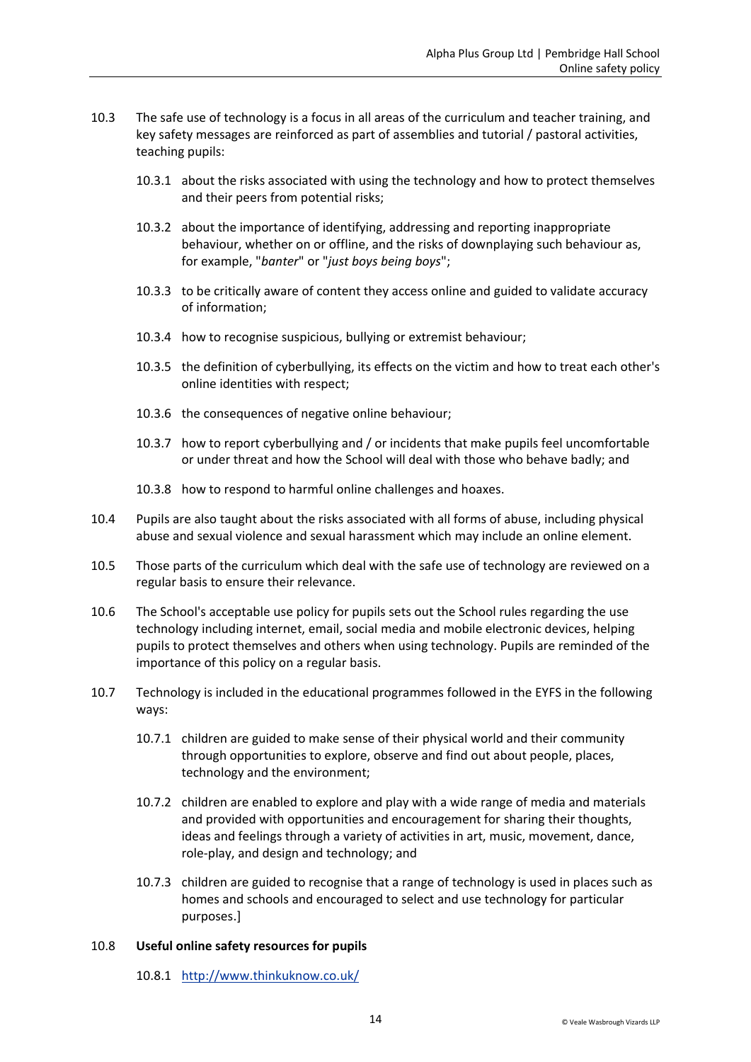10.3 The safe use of technology is a focus in all areas of the curriculum and teacher training, and key safety messages are reinforced as part of assemblies and tutorial / pastoral activities, teaching pupils:

10.3.1 about the risks associated with using the technology and how to protect themselves and their peers from potential risks;

10.3.2 about the importance of identifying, addressing and reporting inappropriate behaviour, whether on or offline, and the risks of downplaying such behaviour as, for example, "*banter*" or "*just boys being boys*";

10.3.3 to be critically aware of content they access online and guided to validate accuracy of information;

10.3.4 how to recognise suspicious, bullying or extremist behaviour;

10.3.5 the definition of cyberbullying, its effects on the victim and how to treat each other's online identities with respect;

10.3.6 the consequences of negative online behaviour;

10.3.7 how to report cyberbullying and / or incidents that make pupils feel uncomfortable or under threat and how the School will deal with those who behave badly; and

10.3.8 how to respond to harmful online challenges and hoaxes.

10.4 Pupils are also taught about the risks associated with all forms of abuse, including physical abuse and sexual violence and sexual harassment which may include an online element.

10.5 Those parts of the curriculum which deal with the safe use of technology are reviewed on a regular basis to ensure their relevance.

10.6 The School's acceptable use policy for pupils sets out the School rules regarding the use technology including internet, email, social media and mobile electronic devices, helping pupils to protect themselves and others when using technology. Pupils are reminded of the importance of this policy on a regular basis.

10.7 Technology is included in the educational programmes followed in the EYFS in the following ways:

10.7.1 children are guided to make sense of their physical world and their community through opportunities to explore, observe and find out about people, places, technology and the environment;

10.7.2 children are enabled to explore and play with a wide range of media and materials and provided with opportunities and encouragement for sharing their thoughts, ideas and feelings through a variety of activities in art, music, movement, dance, role-play, and design and technology; and

10.7.3 children are guided to recognise that a range of technology is used in places such as homes and schools and encouraged to select and use technology for particular purposes.]

10.8 **Useful online safety resources for pupils**

10.8.1 http://www.thinkuknow.co.uk/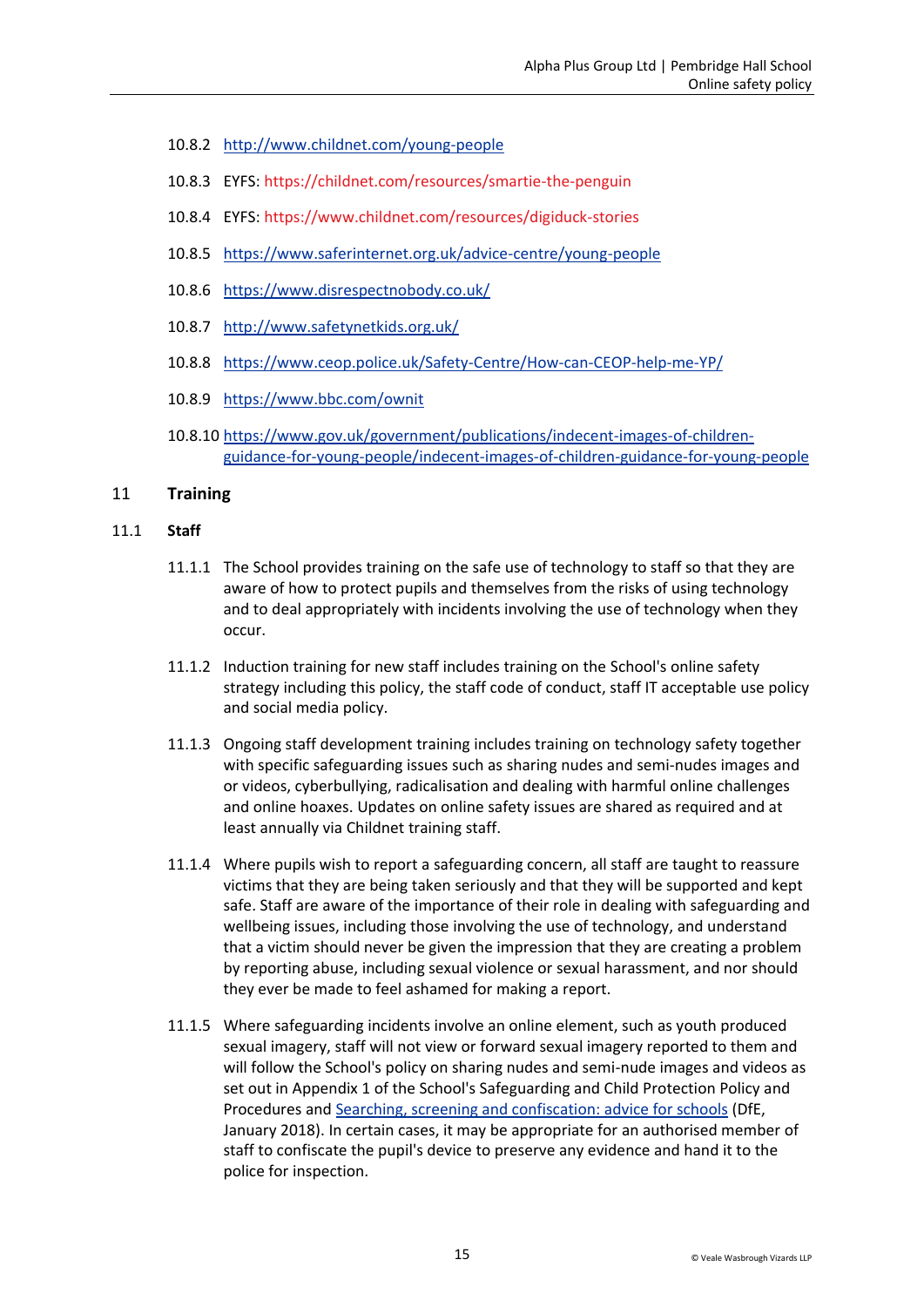10.8.2 http://www.childnet.com/young-people

10.8.3 EYFS: https://childnet.com/resources/smartie-the-penguin

10.8.4 EYFS: https://www.childnet.com/resources/digiduck-stories

10.8.5 https://www.saferinternet.org.uk/advice-centre/young-people

10.8.6 https://www.disrespectnobody.co.uk/

10.8.7 http://www.safetynetkids.org.uk/

10.8.8 https://www.ceop.police.uk/Safety-Centre/How-can-CEOP-help-me-YP/

10.8.9 https://www.bbc.com/ownit

10.8.10 https://www.gov.uk/government/publications/indecent-images-of-children-guidance-for-young-people/indecent-images-of-children-guidance-for-young-people

## 11 Training

### 11.1 Staff

11.1.1 The School provides training on the safe use of technology to staff so that they are aware of how to protect pupils and themselves from the risks of using technology and to deal appropriately with incidents involving the use of technology when they occur.

11.1.2 Induction training for new staff includes training on the School's online safety strategy including this policy, the staff code of conduct, staff IT acceptable use policy and social media policy.

11.1.3 Ongoing staff development training includes training on technology safety together with specific safeguarding issues such as sharing nudes and semi-nudes images and or videos, cyberbullying, radicalisation and dealing with harmful online challenges and online hoaxes. Updates on online safety issues are shared as required and at least annually via Childnet training staff.

11.1.4 Where pupils wish to report a safeguarding concern, all staff are taught to reassure victims that they are being taken seriously and that they will be supported and kept safe. Staff are aware of the importance of their role in dealing with safeguarding and wellbeing issues, including those involving the use of technology, and understand that a victim should never be given the impression that they are creating a problem by reporting abuse, including sexual violence or sexual harassment, and nor should they ever be made to feel ashamed for making a report.

11.1.5 Where safeguarding incidents involve an online element, such as youth produced sexual imagery, staff will not view or forward sexual imagery reported to them and will follow the School's policy on sharing nudes and semi-nude images and videos as set out in Appendix 1 of the School's Safeguarding and Child Protection Policy and Procedures and Searching, screening and confiscation: advice for schools (DfE, January 2018). In certain cases, it may be appropriate for an authorised member of staff to confiscate the pupil's device to preserve any evidence and hand it to the police for inspection.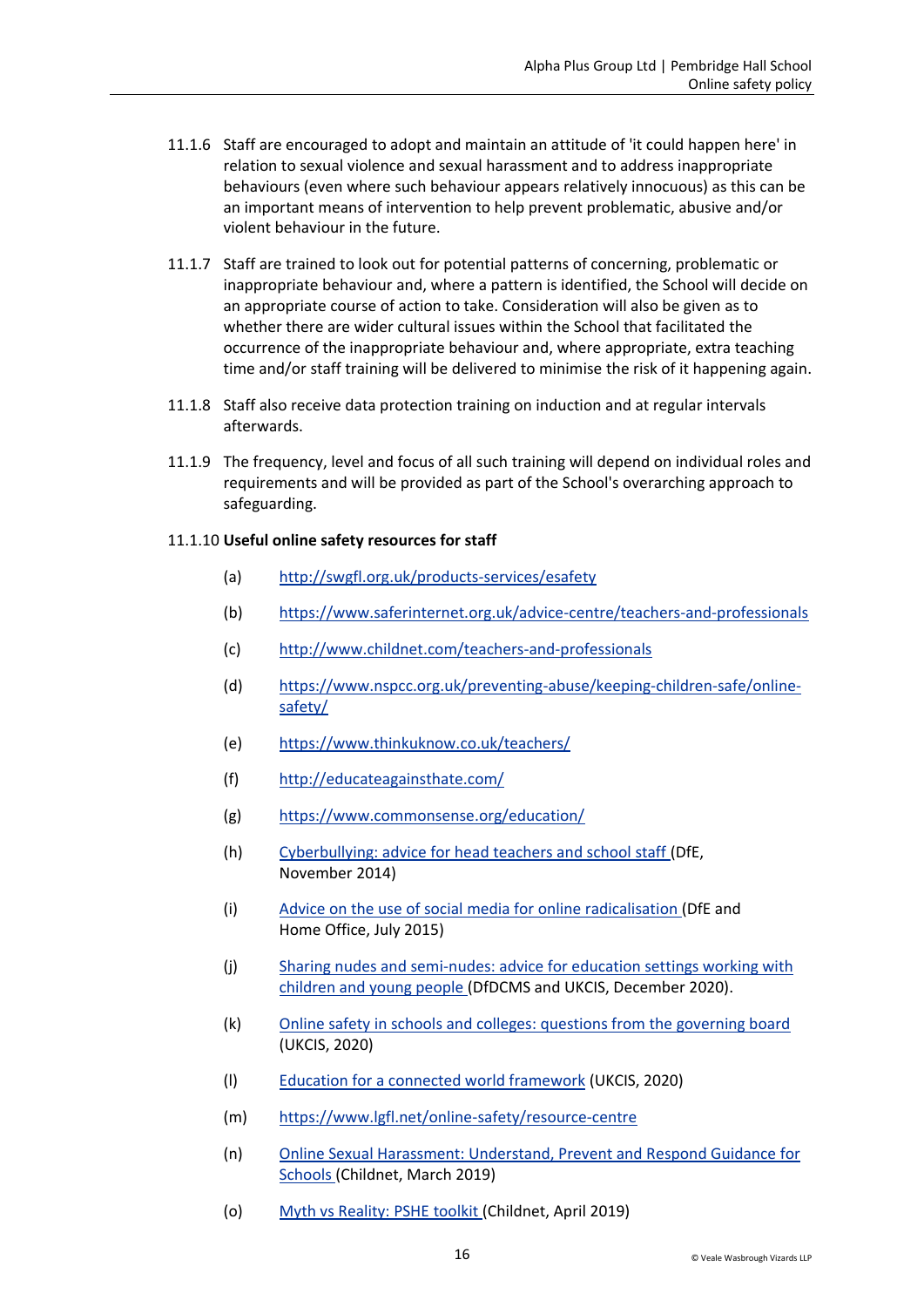11.1.6 Staff are encouraged to adopt and maintain an attitude of 'it could happen here' in relation to sexual violence and sexual harassment and to address inappropriate behaviours (even where such behaviour appears relatively innocuous) as this can be an important means of intervention to help prevent problematic, abusive and/or violent behaviour in the future.

11.1.7 Staff are trained to look out for potential patterns of concerning, problematic or inappropriate behaviour and, where a pattern is identified, the School will decide on an appropriate course of action to take. Consideration will also be given as to whether there are wider cultural issues within the School that facilitated the occurrence of the inappropriate behaviour and, where appropriate, extra teaching time and/or staff training will be delivered to minimise the risk of it happening again.

11.1.8 Staff also receive data protection training on induction and at regular intervals afterwards.

11.1.9 The frequency, level and focus of all such training will depend on individual roles and requirements and will be provided as part of the School's overarching approach to safeguarding.

11.1.10 **Useful online safety resources for staff**

(a) http://swgfl.org.uk/products-services/esafety

(b) https://www.saferinternet.org.uk/advice-centre/teachers-and-professionals

(c) http://www.childnet.com/teachers-and-professionals

(d) https://www.nspcc.org.uk/preventing-abuse/keeping-children-safe/online-safety/

(e) https://www.thinkuknow.co.uk/teachers/

(f) http://educateagainsthate.com/

(g) https://www.commonsense.org/education/

(h) Cyberbullying: advice for head teachers and school staff (DfE, November 2014)

(i) Advice on the use of social media for online radicalisation (DfE and Home Office, July 2015)

(j) Sharing nudes and semi-nudes: advice for education settings working with children and young people (DfDCMS and UKCIS, December 2020).

(k) Online safety in schools and colleges: questions from the governing board (UKCIS, 2020)

(l) Education for a connected world framework (UKCIS, 2020)

(m) https://www.lgfl.net/online-safety/resource-centre

(n) Online Sexual Harassment: Understand, Prevent and Respond Guidance for Schools (Childnet, March 2019)

(o) Myth vs Reality: PSHE toolkit (Childnet, April 2019)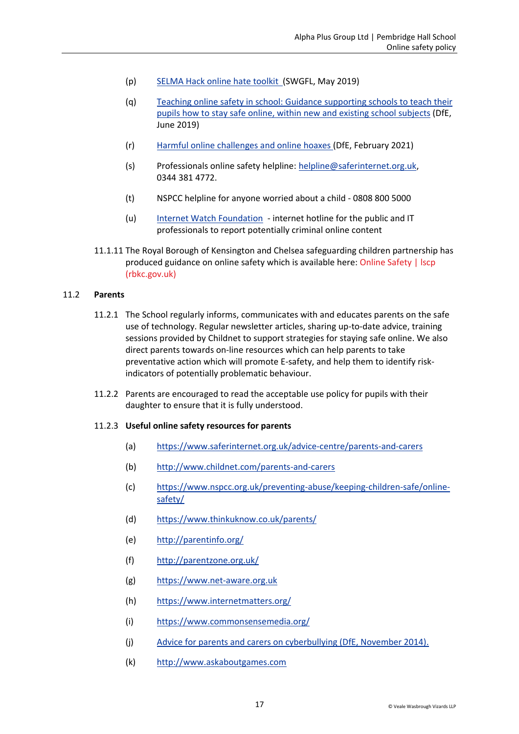(p) SELMA Hack online hate toolkit (SWGFL, May 2019)

(q) Teaching online safety in school: Guidance supporting schools to teach their pupils how to stay safe online, within new and existing school subjects (DfE, June 2019)

(r) Harmful online challenges and online hoaxes (DfE, February 2021)

(s) Professionals online safety helpline: helpline@saferinternet.org.uk, 0344 381 4772.

(t) NSPCC helpline for anyone worried about a child - 0808 800 5000

(u) Internet Watch Foundation - internet hotline for the public and IT professionals to report potentially criminal online content

11.1.11 The Royal Borough of Kensington and Chelsea safeguarding children partnership has produced guidance on online safety which is available here: Online Safety | lscp (rbkc.gov.uk)

## 11.2 Parents

11.2.1 The School regularly informs, communicates with and educates parents on the safe use of technology. Regular newsletter articles, sharing up-to-date advice, training sessions provided by Childnet to support strategies for staying safe online. We also direct parents towards on-line resources which can help parents to take preventative action which will promote E-safety, and help them to identify risk-indicators of potentially problematic behaviour.

11.2.2 Parents are encouraged to read the acceptable use policy for pupils with their daughter to ensure that it is fully understood.

11.2.3 **Useful online safety resources for parents**

(a) https://www.saferinternet.org.uk/advice-centre/parents-and-carers

(b) http://www.childnet.com/parents-and-carers

(c) https://www.nspcc.org.uk/preventing-abuse/keeping-children-safe/online-safety/

(d) https://www.thinkuknow.co.uk/parents/

(e) http://parentinfo.org/

(f) http://parentzone.org.uk/

(g) https://www.net-aware.org.uk

(h) https://www.internetmatters.org/

(i) https://www.commonsensemedia.org/

(j) Advice for parents and carers on cyberbullying (DfE, November 2014).

(k) http://www.askaboutgames.com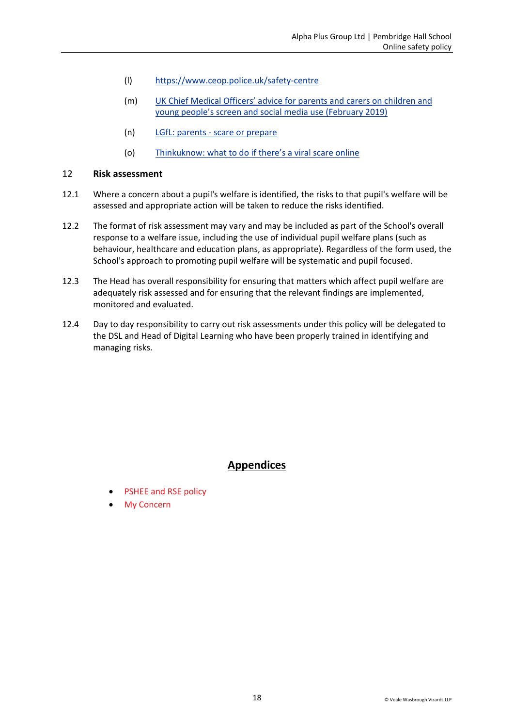(l) [https://www.ceop.police.uk/safety-centre](https://www.ceop.police.uk/safety-centre)

(m) UK Chief Medical Officers' advice for parents and carers on children and young people's screen and social media use (February 2019)

(n) LGfL: parents - scare or prepare

(o) Thinkuknow: what to do if there's a viral scare online

## 12 Risk assessment

12.1 Where a concern about a pupil's welfare is identified, the risks to that pupil's welfare will be assessed and appropriate action will be taken to reduce the risks identified.

12.2 The format of risk assessment may vary and may be included as part of the School's overall response to a welfare issue, including the use of individual pupil welfare plans (such as behaviour, healthcare and education plans, as appropriate). Regardless of the form used, the School's approach to promoting pupil welfare will be systematic and pupil focused.

12.3 The Head has overall responsibility for ensuring that matters which affect pupil welfare are adequately risk assessed and for ensuring that the relevant findings are implemented, monitored and evaluated.

12.4 Day to day responsibility to carry out risk assessments under this policy will be delegated to the DSL and Head of Digital Learning who have been properly trained in identifying and managing risks.

## Appendices

- PSHEE and RSE policy
- My Concern